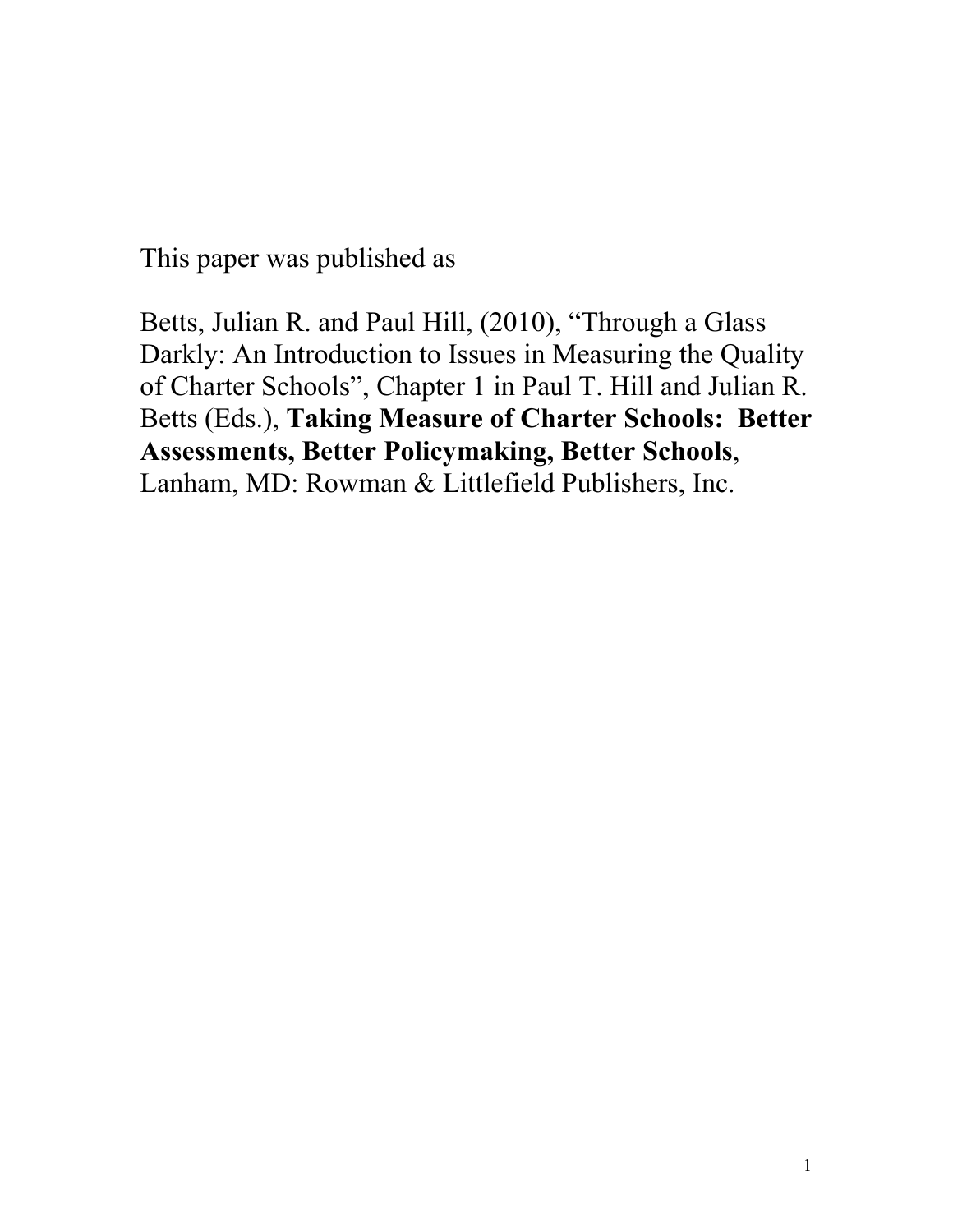This paper was published as

Betts, Julian R. and Paul Hill, (2010), "Through a Glass Darkly: An Introduction to Issues in Measuring the Quality of Charter Schools", Chapter 1 in Paul T. Hill and Julian R. Betts (Eds.), **Taking Measure of Charter Schools: Better Assessments, Better Policymaking, Better Schools**, Lanham, MD: Rowman & Littlefield Publishers, Inc.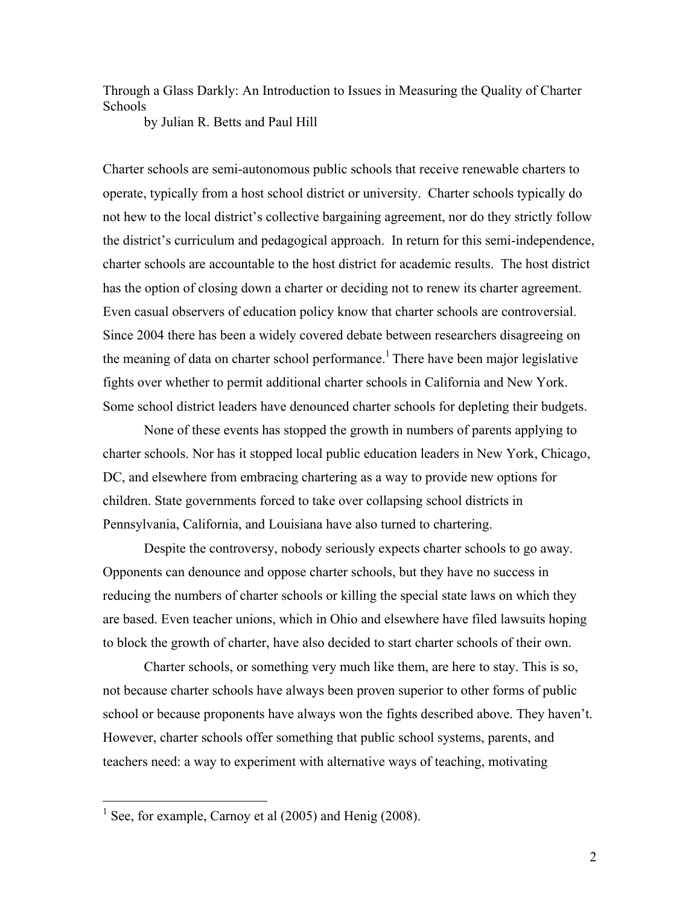# Through a Glass Darkly: An Introduction to Issues in Measuring the Quality of Charter Schools

by Julian R. Betts and Paul Hill

Charter schools are semi-autonomous public schools that receive renewable charters to operate, typically from a host school district or university. Charter schools typically do not hew to the local district's collective bargaining agreement, nor do they strictly follow the district's curriculum and pedagogical approach. In return for this semi-independence, charter schools are accountable to the host district for academic results. The host district has the option of closing down a charter or deciding not to renew its charter agreement. Even casual observers of education policy know that charter schools are controversial. Since 2004 there has been a widely covered debate between researchers disagreeing on the meaning of data on charter school performance.[1] There have been major legislative fights over whether to permit additional charter schools in California and New York. Some school district leaders have denounced charter schools for depleting their budgets.

None of these events has stopped the growth in numbers of parents applying to charter schools. Nor has it stopped local public education leaders in New York, Chicago, DC, and elsewhere from embracing chartering as a way to provide new options for children. State governments forced to take over collapsing school districts in Pennsylvania, California, and Louisiana have also turned to chartering.

Despite the controversy, nobody seriously expects charter schools to go away. Opponents can denounce and oppose charter schools, but they have no success in reducing the numbers of charter schools or killing the special state laws on which they are based. Even teacher unions, which in Ohio and elsewhere have filed lawsuits hoping to block the growth of charter, have also decided to start charter schools of their own.

Charter schools, or something very much like them, are here to stay. This is so, not because charter schools have always been proven superior to other forms of public school or because proponents have always won the fights described above. They haven't. However, charter schools offer something that public school systems, parents, and teachers need: a way to experiment with alternative ways of teaching, motivating

---

[1] See, for example, Carnoy et al (2005) and Henig (2008).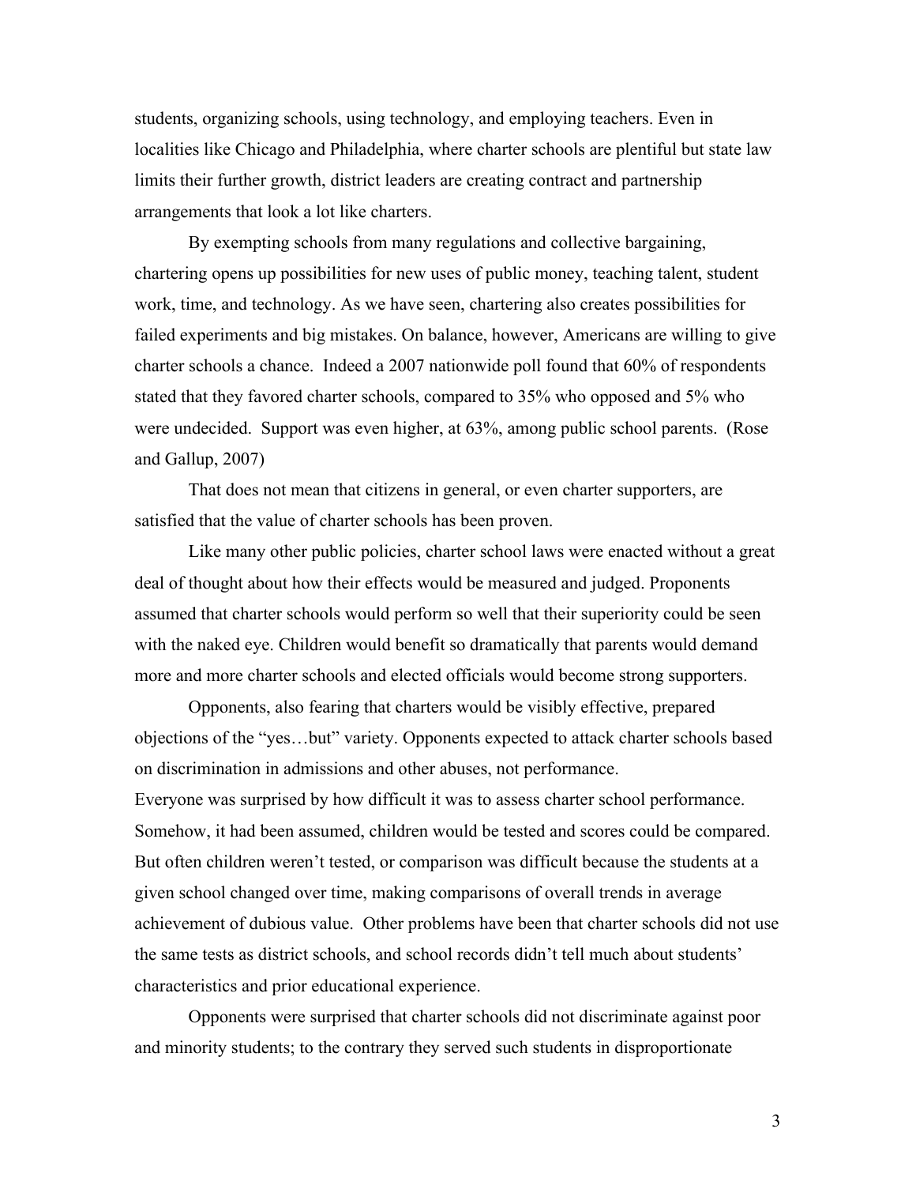students, organizing schools, using technology, and employing teachers. Even in localities like Chicago and Philadelphia, where charter schools are plentiful but state law limits their further growth, district leaders are creating contract and partnership arrangements that look a lot like charters.

By exempting schools from many regulations and collective bargaining, chartering opens up possibilities for new uses of public money, teaching talent, student work, time, and technology. As we have seen, chartering also creates possibilities for failed experiments and big mistakes. On balance, however, Americans are willing to give charter schools a chance. Indeed a 2007 nationwide poll found that 60% of respondents stated that they favored charter schools, compared to 35% who opposed and 5% who were undecided. Support was even higher, at 63%, among public school parents. (Rose and Gallup, 2007)

That does not mean that citizens in general, or even charter supporters, are satisfied that the value of charter schools has been proven.

Like many other public policies, charter school laws were enacted without a great deal of thought about how their effects would be measured and judged. Proponents assumed that charter schools would perform so well that their superiority could be seen with the naked eye. Children would benefit so dramatically that parents would demand more and more charter schools and elected officials would become strong supporters.

Opponents, also fearing that charters would be visibly effective, prepared objections of the "yes…but" variety. Opponents expected to attack charter schools based on discrimination in admissions and other abuses, not performance.

Everyone was surprised by how difficult it was to assess charter school performance. Somehow, it had been assumed, children would be tested and scores could be compared. But often children weren't tested, or comparison was difficult because the students at a given school changed over time, making comparisons of overall trends in average achievement of dubious value. Other problems have been that charter schools did not use the same tests as district schools, and school records didn't tell much about students' characteristics and prior educational experience.

Opponents were surprised that charter schools did not discriminate against poor and minority students; to the contrary they served such students in disproportionate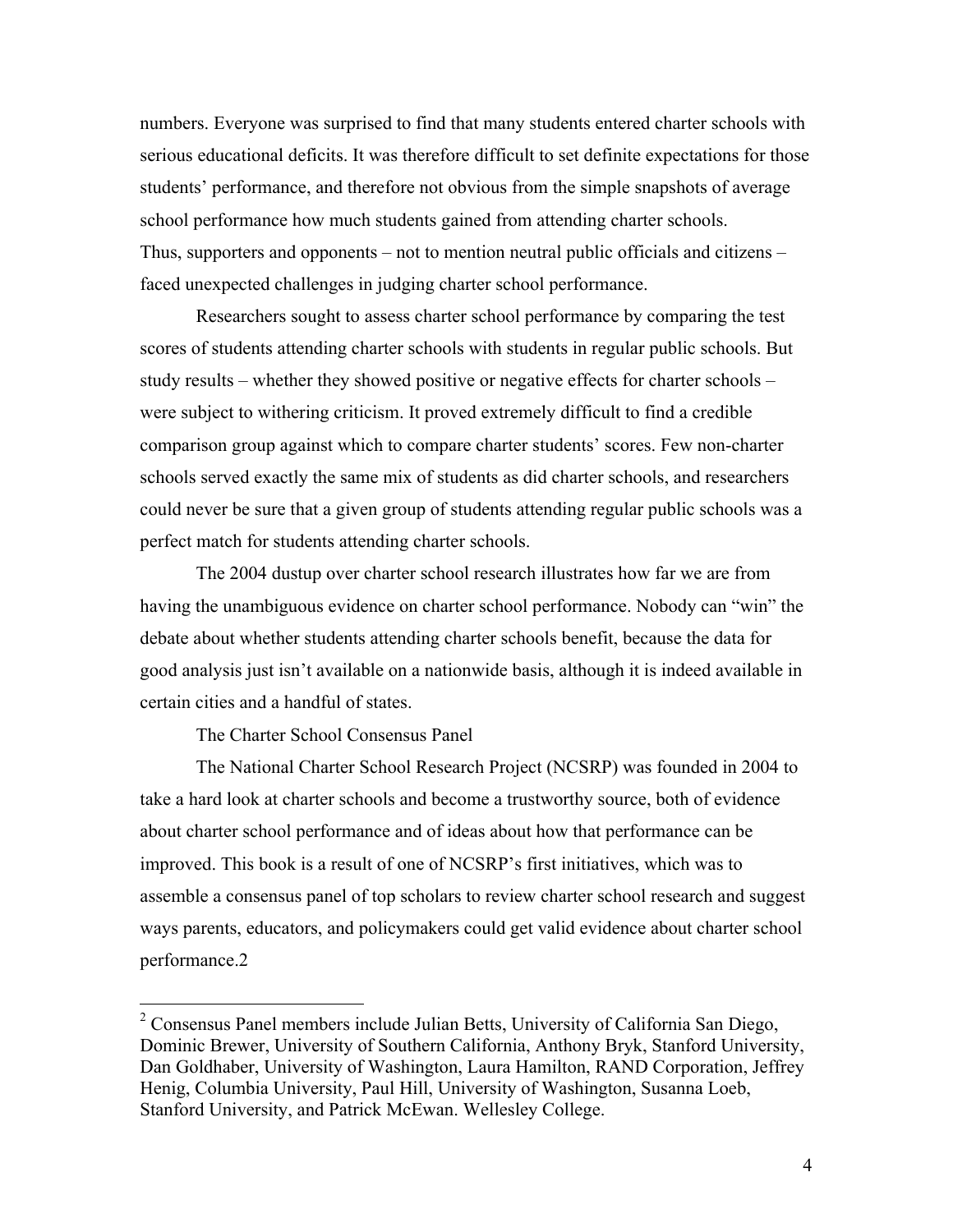numbers. Everyone was surprised to find that many students entered charter schools with serious educational deficits. It was therefore difficult to set definite expectations for those students' performance, and therefore not obvious from the simple snapshots of average school performance how much students gained from attending charter schools. Thus, supporters and opponents – not to mention neutral public officials and citizens – faced unexpected challenges in judging charter school performance.

Researchers sought to assess charter school performance by comparing the test scores of students attending charter schools with students in regular public schools. But study results – whether they showed positive or negative effects for charter schools – were subject to withering criticism. It proved extremely difficult to find a credible comparison group against which to compare charter students' scores. Few non-charter schools served exactly the same mix of students as did charter schools, and researchers could never be sure that a given group of students attending regular public schools was a perfect match for students attending charter schools.

The 2004 dustup over charter school research illustrates how far we are from having the unambiguous evidence on charter school performance. Nobody can "win" the debate about whether students attending charter schools benefit, because the data for good analysis just isn't available on a nationwide basis, although it is indeed available in certain cities and a handful of states.

## The Charter School Consensus Panel

The National Charter School Research Project (NCSRP) was founded in 2004 to take a hard look at charter schools and become a trustworthy source, both of evidence about charter school performance and of ideas about how that performance can be improved. This book is a result of one of NCSRP's first initiatives, which was to assemble a consensus panel of top scholars to review charter school research and suggest ways parents, educators, and policymakers could get valid evidence about charter school performance.[2]

---

[2] Consensus Panel members include Julian Betts, University of California San Diego, Dominic Brewer, University of Southern California, Anthony Bryk, Stanford University, Dan Goldhaber, University of Washington, Laura Hamilton, RAND Corporation, Jeffrey Henig, Columbia University, Paul Hill, University of Washington, Susanna Loeb, Stanford University, and Patrick McEwan. Wellesley College.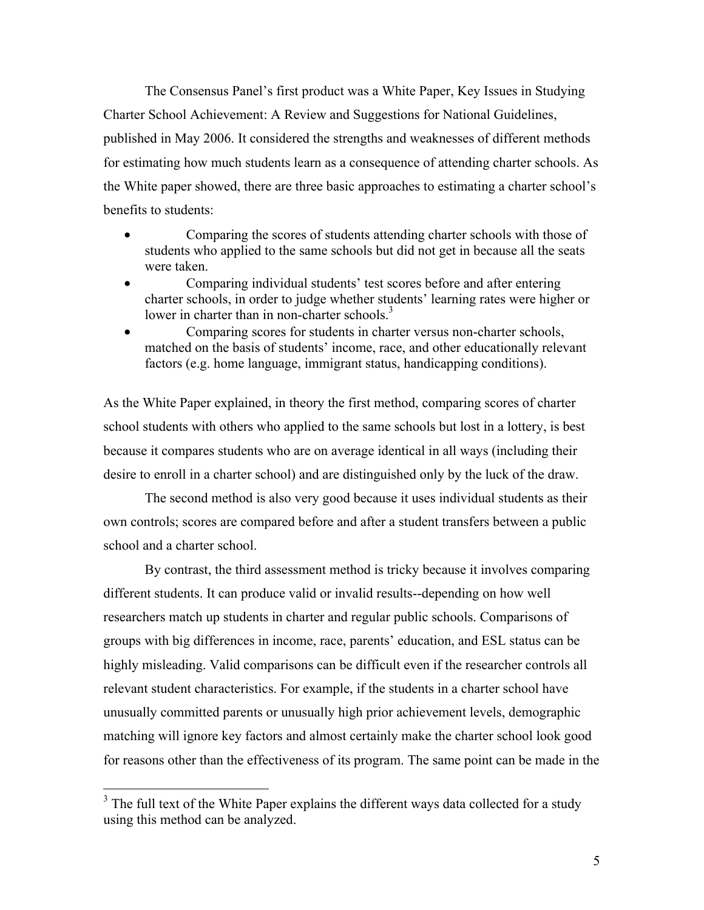The Consensus Panel's first product was a White Paper, Key Issues in Studying Charter School Achievement: A Review and Suggestions for National Guidelines, published in May 2006. It considered the strengths and weaknesses of different methods for estimating how much students learn as a consequence of attending charter schools. As the White paper showed, there are three basic approaches to estimating a charter school's benefits to students:

- Comparing the scores of students attending charter schools with those of students who applied to the same schools but did not get in because all the seats were taken.
- Comparing individual students' test scores before and after entering charter schools, in order to judge whether students' learning rates were higher or lower in charter than in non-charter schools.[3]
- Comparing scores for students in charter versus non-charter schools, matched on the basis of students' income, race, and other educationally relevant factors (e.g. home language, immigrant status, handicapping conditions).

As the White Paper explained, in theory the first method, comparing scores of charter school students with others who applied to the same schools but lost in a lottery, is best because it compares students who are on average identical in all ways (including their desire to enroll in a charter school) and are distinguished only by the luck of the draw.

The second method is also very good because it uses individual students as their own controls; scores are compared before and after a student transfers between a public school and a charter school.

By contrast, the third assessment method is tricky because it involves comparing different students. It can produce valid or invalid results--depending on how well researchers match up students in charter and regular public schools. Comparisons of groups with big differences in income, race, parents' education, and ESL status can be highly misleading. Valid comparisons can be difficult even if the researcher controls all relevant student characteristics. For example, if the students in a charter school have unusually committed parents or unusually high prior achievement levels, demographic matching will ignore key factors and almost certainly make the charter school look good for reasons other than the effectiveness of its program. The same point can be made in the

---

[3] The full text of the White Paper explains the different ways data collected for a study using this method can be analyzed.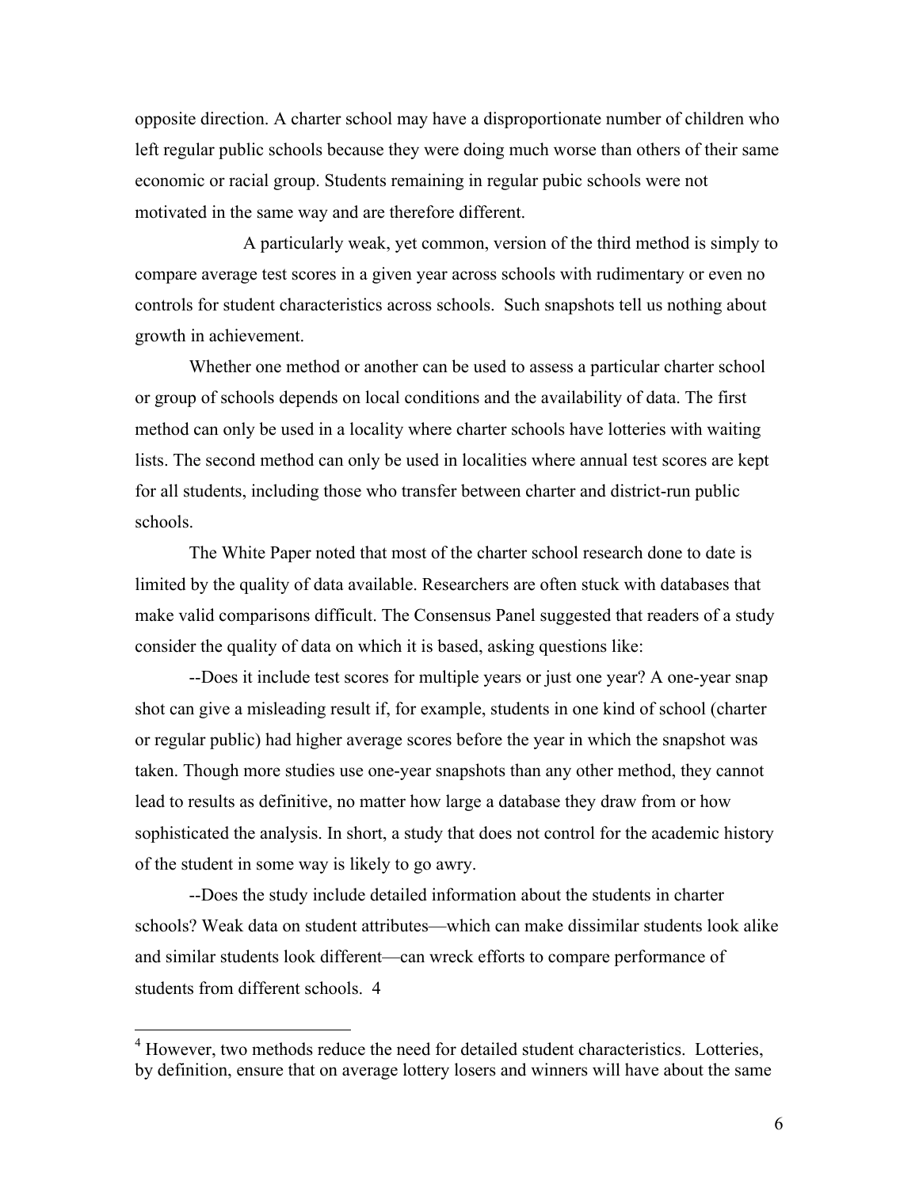opposite direction. A charter school may have a disproportionate number of children who left regular public schools because they were doing much worse than others of their same economic or racial group. Students remaining in regular pubic schools were not motivated in the same way and are therefore different.

A particularly weak, yet common, version of the third method is simply to compare average test scores in a given year across schools with rudimentary or even no controls for student characteristics across schools. Such snapshots tell us nothing about growth in achievement.

Whether one method or another can be used to assess a particular charter school or group of schools depends on local conditions and the availability of data. The first method can only be used in a locality where charter schools have lotteries with waiting lists. The second method can only be used in localities where annual test scores are kept for all students, including those who transfer between charter and district-run public schools.

The White Paper noted that most of the charter school research done to date is limited by the quality of data available. Researchers are often stuck with databases that make valid comparisons difficult. The Consensus Panel suggested that readers of a study consider the quality of data on which it is based, asking questions like:

--Does it include test scores for multiple years or just one year? A one-year snap shot can give a misleading result if, for example, students in one kind of school (charter or regular public) had higher average scores before the year in which the snapshot was taken. Though more studies use one-year snapshots than any other method, they cannot lead to results as definitive, no matter how large a database they draw from or how sophisticated the analysis. In short, a study that does not control for the academic history of the student in some way is likely to go awry.

--Does the study include detailed information about the students in charter schools? Weak data on student attributes—which can make dissimilar students look alike and similar students look different—can wreck efforts to compare performance of students from different schools. 4

---

[4] However, two methods reduce the need for detailed student characteristics. Lotteries, by definition, ensure that on average lottery losers and winners will have about the same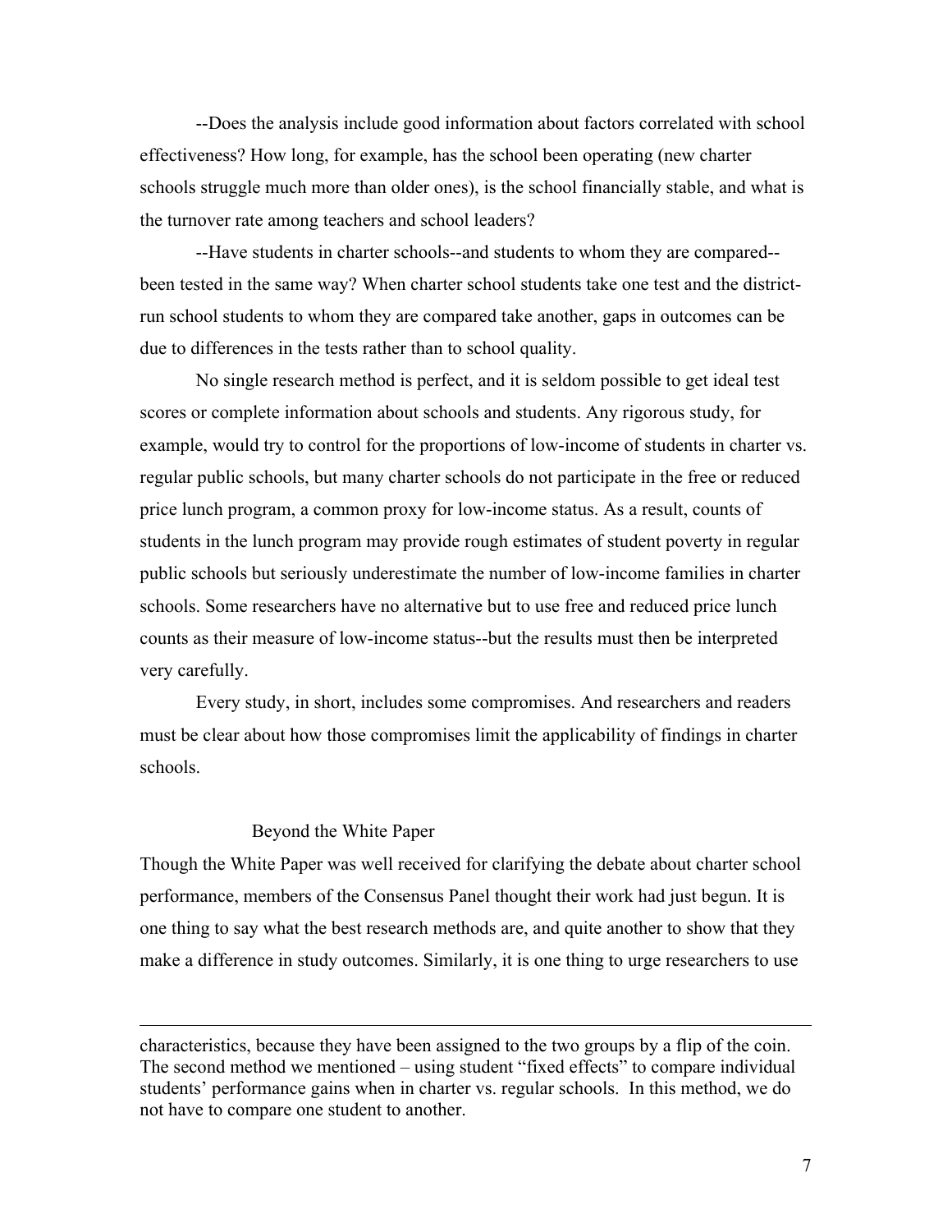--Does the analysis include good information about factors correlated with school effectiveness? How long, for example, has the school been operating (new charter schools struggle much more than older ones), is the school financially stable, and what is the turnover rate among teachers and school leaders?

--Have students in charter schools--and students to whom they are compared--been tested in the same way? When charter school students take one test and the district-run school students to whom they are compared take another, gaps in outcomes can be due to differences in the tests rather than to school quality.

No single research method is perfect, and it is seldom possible to get ideal test scores or complete information about schools and students. Any rigorous study, for example, would try to control for the proportions of low-income of students in charter vs. regular public schools, but many charter schools do not participate in the free or reduced price lunch program, a common proxy for low-income status. As a result, counts of students in the lunch program may provide rough estimates of student poverty in regular public schools but seriously underestimate the number of low-income families in charter schools. Some researchers have no alternative but to use free and reduced price lunch counts as their measure of low-income status--but the results must then be interpreted very carefully.

Every study, in short, includes some compromises. And researchers and readers must be clear about how those compromises limit the applicability of findings in charter schools.

## Beyond the White Paper

Though the White Paper was well received for clarifying the debate about charter school performance, members of the Consensus Panel thought their work had just begun. It is one thing to say what the best research methods are, and quite another to show that they make a difference in study outcomes. Similarly, it is one thing to urge researchers to use

---

characteristics, because they have been assigned to the two groups by a flip of the coin. The second method we mentioned – using student "fixed effects" to compare individual students' performance gains when in charter vs. regular schools. In this method, we do not have to compare one student to another.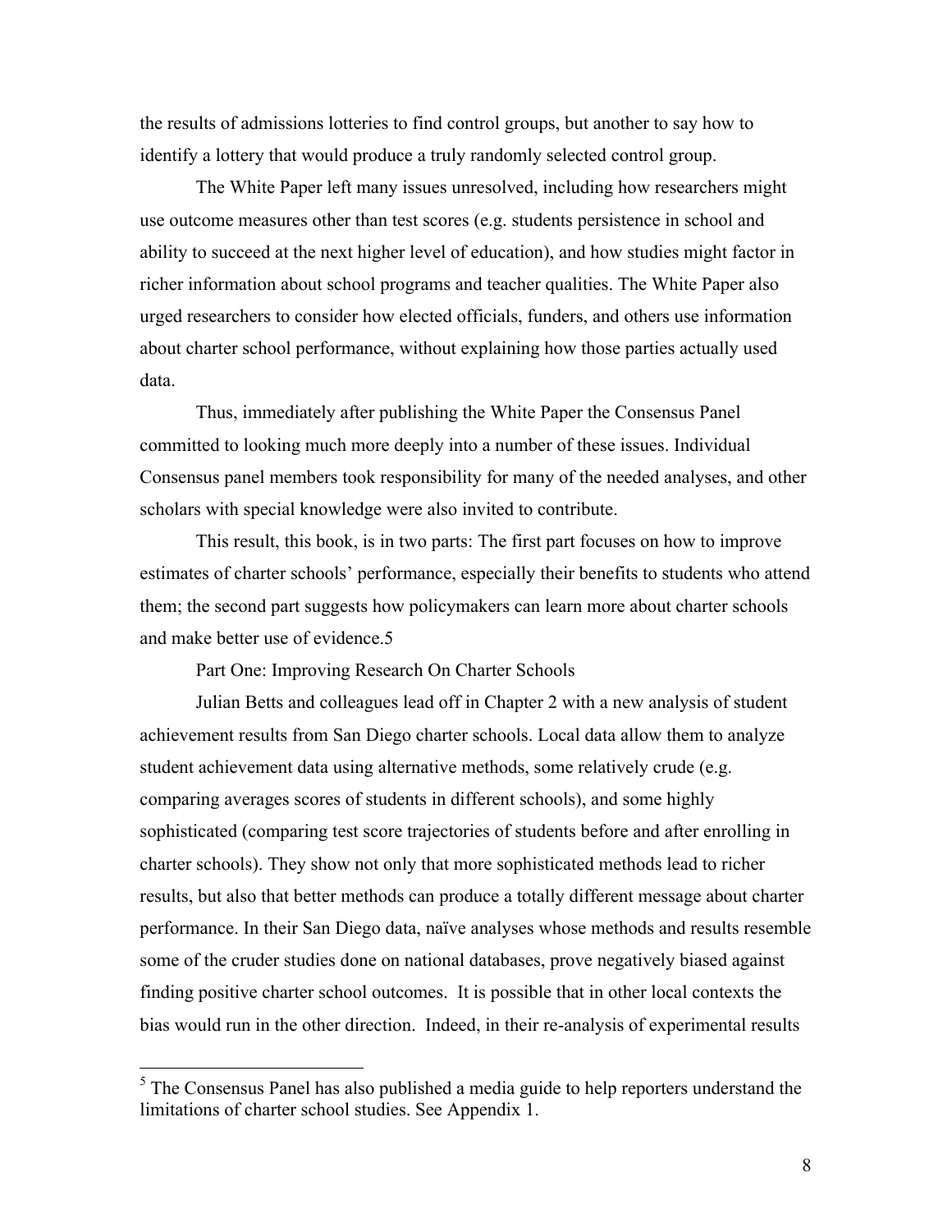the results of admissions lotteries to find control groups, but another to say how to identify a lottery that would produce a truly randomly selected control group.

The White Paper left many issues unresolved, including how researchers might use outcome measures other than test scores (e.g. students persistence in school and ability to succeed at the next higher level of education), and how studies might factor in richer information about school programs and teacher qualities. The White Paper also urged researchers to consider how elected officials, funders, and others use information about charter school performance, without explaining how those parties actually used data.

Thus, immediately after publishing the White Paper the Consensus Panel committed to looking much more deeply into a number of these issues. Individual Consensus panel members took responsibility for many of the needed analyses, and other scholars with special knowledge were also invited to contribute.

This result, this book, is in two parts: The first part focuses on how to improve estimates of charter schools' performance, especially their benefits to students who attend them; the second part suggests how policymakers can learn more about charter schools and make better use of evidence.[5]

## Part One: Improving Research On Charter Schools

Julian Betts and colleagues lead off in Chapter 2 with a new analysis of student achievement results from San Diego charter schools. Local data allow them to analyze student achievement data using alternative methods, some relatively crude (e.g. comparing averages scores of students in different schools), and some highly sophisticated (comparing test score trajectories of students before and after enrolling in charter schools). They show not only that more sophisticated methods lead to richer results, but also that better methods can produce a totally different message about charter performance. In their San Diego data, naïve analyses whose methods and results resemble some of the cruder studies done on national databases, prove negatively biased against finding positive charter school outcomes. It is possible that in other local contexts the bias would run in the other direction. Indeed, in their re-analysis of experimental results

[5] The Consensus Panel has also published a media guide to help reporters understand the limitations of charter school studies. See Appendix 1.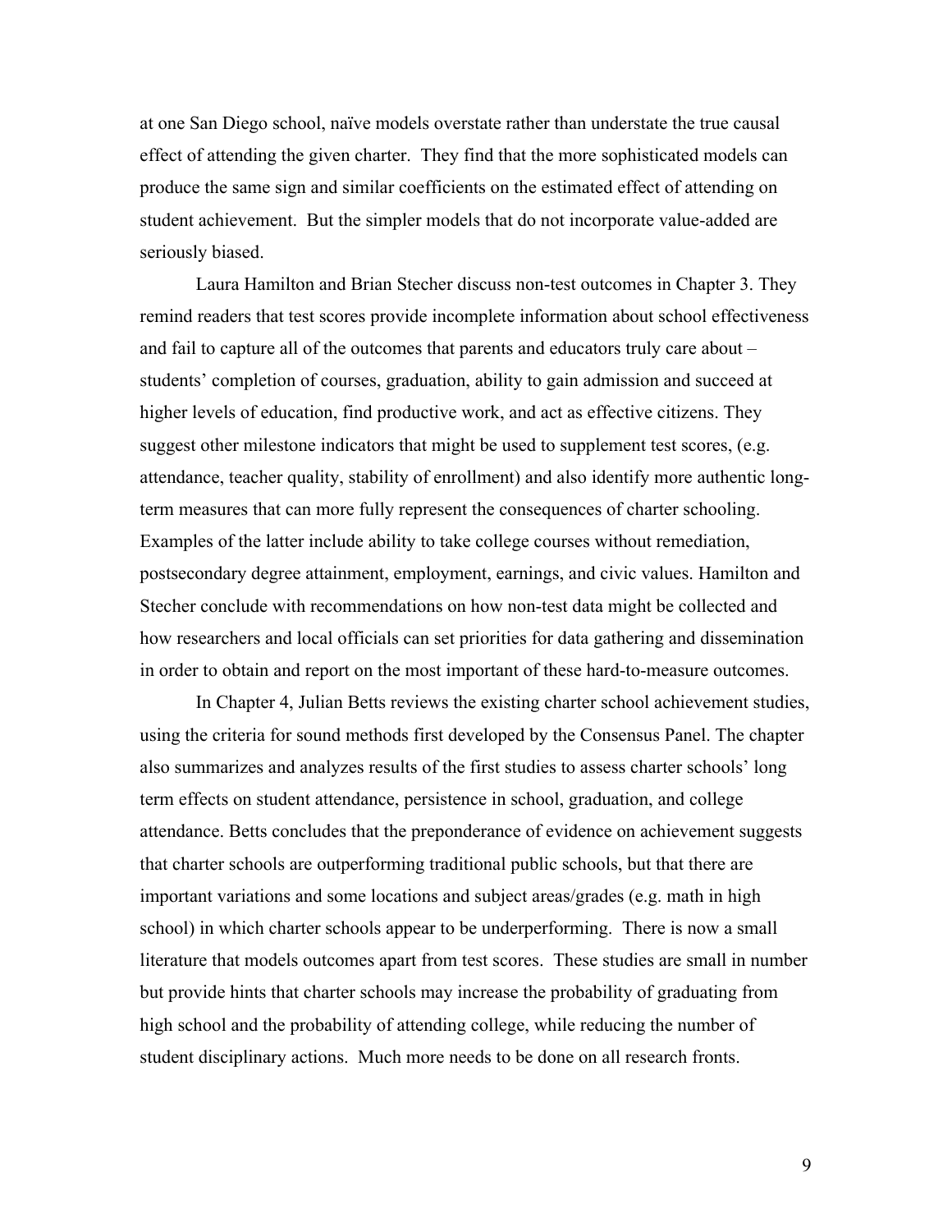at one San Diego school, naïve models overstate rather than understate the true causal effect of attending the given charter. They find that the more sophisticated models can produce the same sign and similar coefficients on the estimated effect of attending on student achievement. But the simpler models that do not incorporate value-added are seriously biased.

Laura Hamilton and Brian Stecher discuss non-test outcomes in Chapter 3. They remind readers that test scores provide incomplete information about school effectiveness and fail to capture all of the outcomes that parents and educators truly care about – students' completion of courses, graduation, ability to gain admission and succeed at higher levels of education, find productive work, and act as effective citizens. They suggest other milestone indicators that might be used to supplement test scores, (e.g. attendance, teacher quality, stability of enrollment) and also identify more authentic long-term measures that can more fully represent the consequences of charter schooling. Examples of the latter include ability to take college courses without remediation, postsecondary degree attainment, employment, earnings, and civic values. Hamilton and Stecher conclude with recommendations on how non-test data might be collected and how researchers and local officials can set priorities for data gathering and dissemination in order to obtain and report on the most important of these hard-to-measure outcomes.

In Chapter 4, Julian Betts reviews the existing charter school achievement studies, using the criteria for sound methods first developed by the Consensus Panel. The chapter also summarizes and analyzes results of the first studies to assess charter schools' long term effects on student attendance, persistence in school, graduation, and college attendance. Betts concludes that the preponderance of evidence on achievement suggests that charter schools are outperforming traditional public schools, but that there are important variations and some locations and subject areas/grades (e.g. math in high school) in which charter schools appear to be underperforming. There is now a small literature that models outcomes apart from test scores. These studies are small in number but provide hints that charter schools may increase the probability of graduating from high school and the probability of attending college, while reducing the number of student disciplinary actions. Much more needs to be done on all research fronts.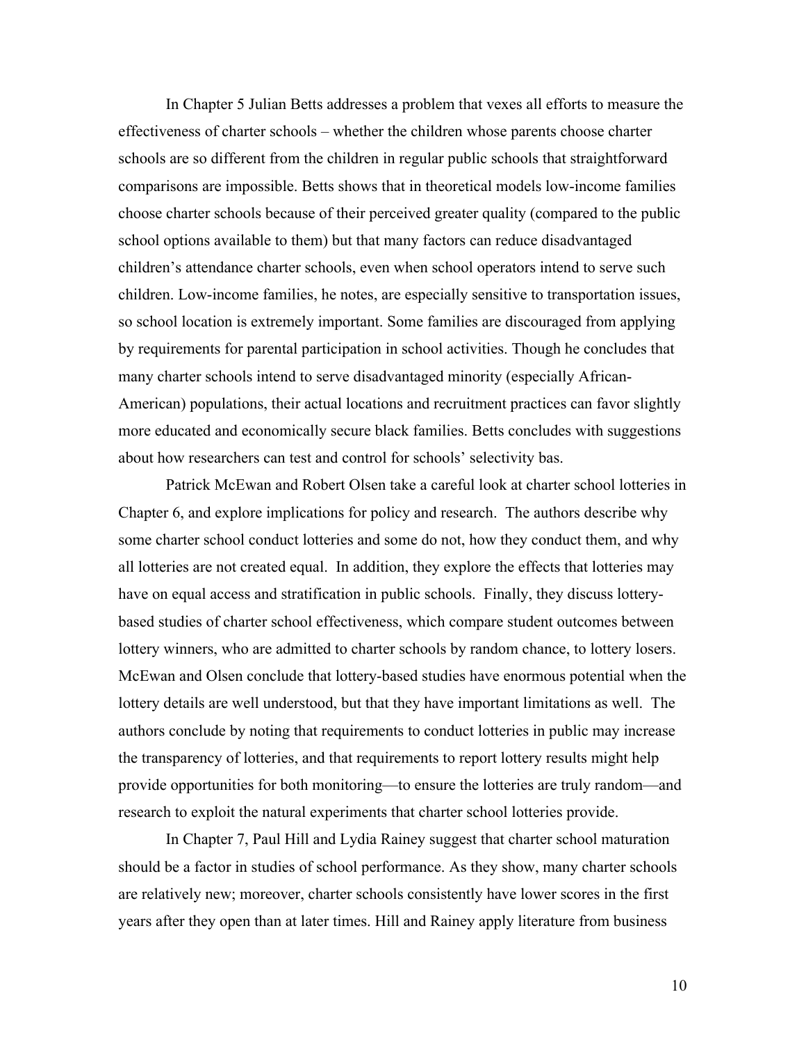In Chapter 5 Julian Betts addresses a problem that vexes all efforts to measure the effectiveness of charter schools – whether the children whose parents choose charter schools are so different from the children in regular public schools that straightforward comparisons are impossible. Betts shows that in theoretical models low-income families choose charter schools because of their perceived greater quality (compared to the public school options available to them) but that many factors can reduce disadvantaged children's attendance charter schools, even when school operators intend to serve such children. Low-income families, he notes, are especially sensitive to transportation issues, so school location is extremely important. Some families are discouraged from applying by requirements for parental participation in school activities. Though he concludes that many charter schools intend to serve disadvantaged minority (especially African-American) populations, their actual locations and recruitment practices can favor slightly more educated and economically secure black families. Betts concludes with suggestions about how researchers can test and control for schools' selectivity bas.

Patrick McEwan and Robert Olsen take a careful look at charter school lotteries in Chapter 6, and explore implications for policy and research. The authors describe why some charter school conduct lotteries and some do not, how they conduct them, and why all lotteries are not created equal. In addition, they explore the effects that lotteries may have on equal access and stratification in public schools. Finally, they discuss lottery-based studies of charter school effectiveness, which compare student outcomes between lottery winners, who are admitted to charter schools by random chance, to lottery losers. McEwan and Olsen conclude that lottery-based studies have enormous potential when the lottery details are well understood, but that they have important limitations as well. The authors conclude by noting that requirements to conduct lotteries in public may increase the transparency of lotteries, and that requirements to report lottery results might help provide opportunities for both monitoring—to ensure the lotteries are truly random—and research to exploit the natural experiments that charter school lotteries provide.

In Chapter 7, Paul Hill and Lydia Rainey suggest that charter school maturation should be a factor in studies of school performance. As they show, many charter schools are relatively new; moreover, charter schools consistently have lower scores in the first years after they open than at later times. Hill and Rainey apply literature from business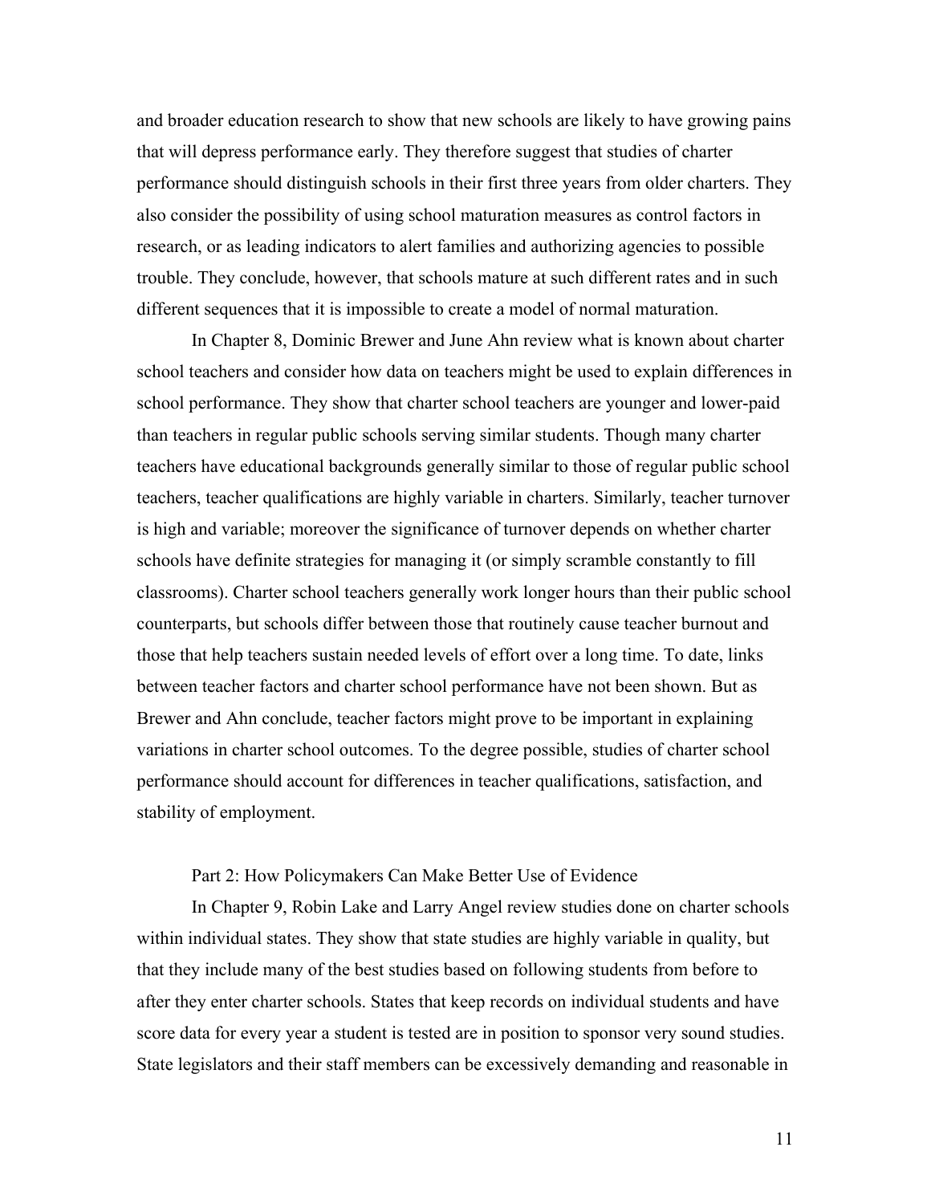and broader education research to show that new schools are likely to have growing pains that will depress performance early. They therefore suggest that studies of charter performance should distinguish schools in their first three years from older charters. They also consider the possibility of using school maturation measures as control factors in research, or as leading indicators to alert families and authorizing agencies to possible trouble. They conclude, however, that schools mature at such different rates and in such different sequences that it is impossible to create a model of normal maturation.

In Chapter 8, Dominic Brewer and June Ahn review what is known about charter school teachers and consider how data on teachers might be used to explain differences in school performance. They show that charter school teachers are younger and lower-paid than teachers in regular public schools serving similar students. Though many charter teachers have educational backgrounds generally similar to those of regular public school teachers, teacher qualifications are highly variable in charters. Similarly, teacher turnover is high and variable; moreover the significance of turnover depends on whether charter schools have definite strategies for managing it (or simply scramble constantly to fill classrooms). Charter school teachers generally work longer hours than their public school counterparts, but schools differ between those that routinely cause teacher burnout and those that help teachers sustain needed levels of effort over a long time. To date, links between teacher factors and charter school performance have not been shown. But as Brewer and Ahn conclude, teacher factors might prove to be important in explaining variations in charter school outcomes. To the degree possible, studies of charter school performance should account for differences in teacher qualifications, satisfaction, and stability of employment.

## Part 2: How Policymakers Can Make Better Use of Evidence

In Chapter 9, Robin Lake and Larry Angel review studies done on charter schools within individual states. They show that state studies are highly variable in quality, but that they include many of the best studies based on following students from before to after they enter charter schools. States that keep records on individual students and have score data for every year a student is tested are in position to sponsor very sound studies. State legislators and their staff members can be excessively demanding and reasonable in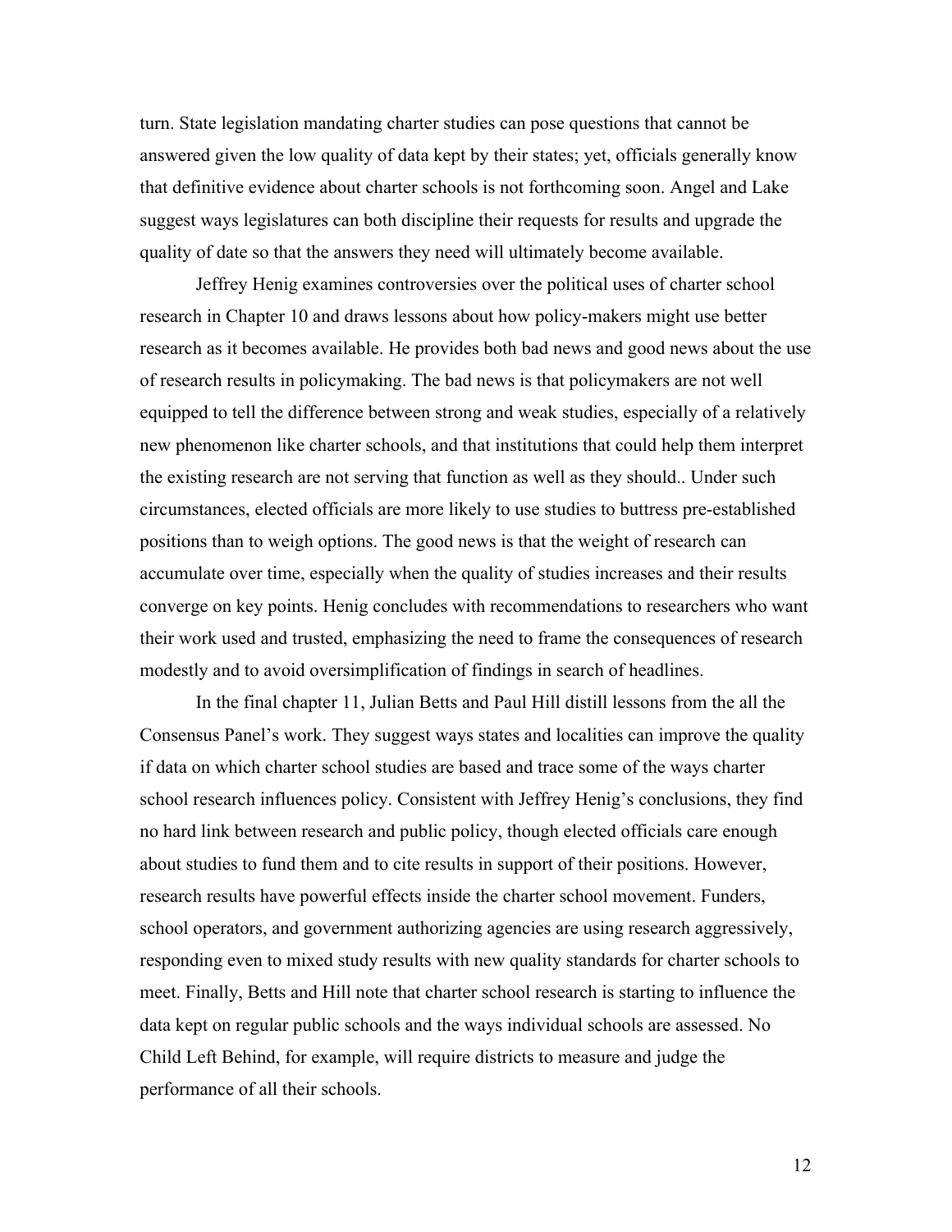turn. State legislation mandating charter studies can pose questions that cannot be answered given the low quality of data kept by their states; yet, officials generally know that definitive evidence about charter schools is not forthcoming soon. Angel and Lake suggest ways legislatures can both discipline their requests for results and upgrade the quality of date so that the answers they need will ultimately become available.

Jeffrey Henig examines controversies over the political uses of charter school research in Chapter 10 and draws lessons about how policy-makers might use better research as it becomes available. He provides both bad news and good news about the use of research results in policymaking. The bad news is that policymakers are not well equipped to tell the difference between strong and weak studies, especially of a relatively new phenomenon like charter schools, and that institutions that could help them interpret the existing research are not serving that function as well as they should.. Under such circumstances, elected officials are more likely to use studies to buttress pre-established positions than to weigh options. The good news is that the weight of research can accumulate over time, especially when the quality of studies increases and their results converge on key points. Henig concludes with recommendations to researchers who want their work used and trusted, emphasizing the need to frame the consequences of research modestly and to avoid oversimplification of findings in search of headlines.

In the final chapter 11, Julian Betts and Paul Hill distill lessons from the all the Consensus Panel's work. They suggest ways states and localities can improve the quality if data on which charter school studies are based and trace some of the ways charter school research influences policy. Consistent with Jeffrey Henig's conclusions, they find no hard link between research and public policy, though elected officials care enough about studies to fund them and to cite results in support of their positions. However, research results have powerful effects inside the charter school movement. Funders, school operators, and government authorizing agencies are using research aggressively, responding even to mixed study results with new quality standards for charter schools to meet. Finally, Betts and Hill note that charter school research is starting to influence the data kept on regular public schools and the ways individual schools are assessed. No Child Left Behind, for example, will require districts to measure and judge the performance of all their schools.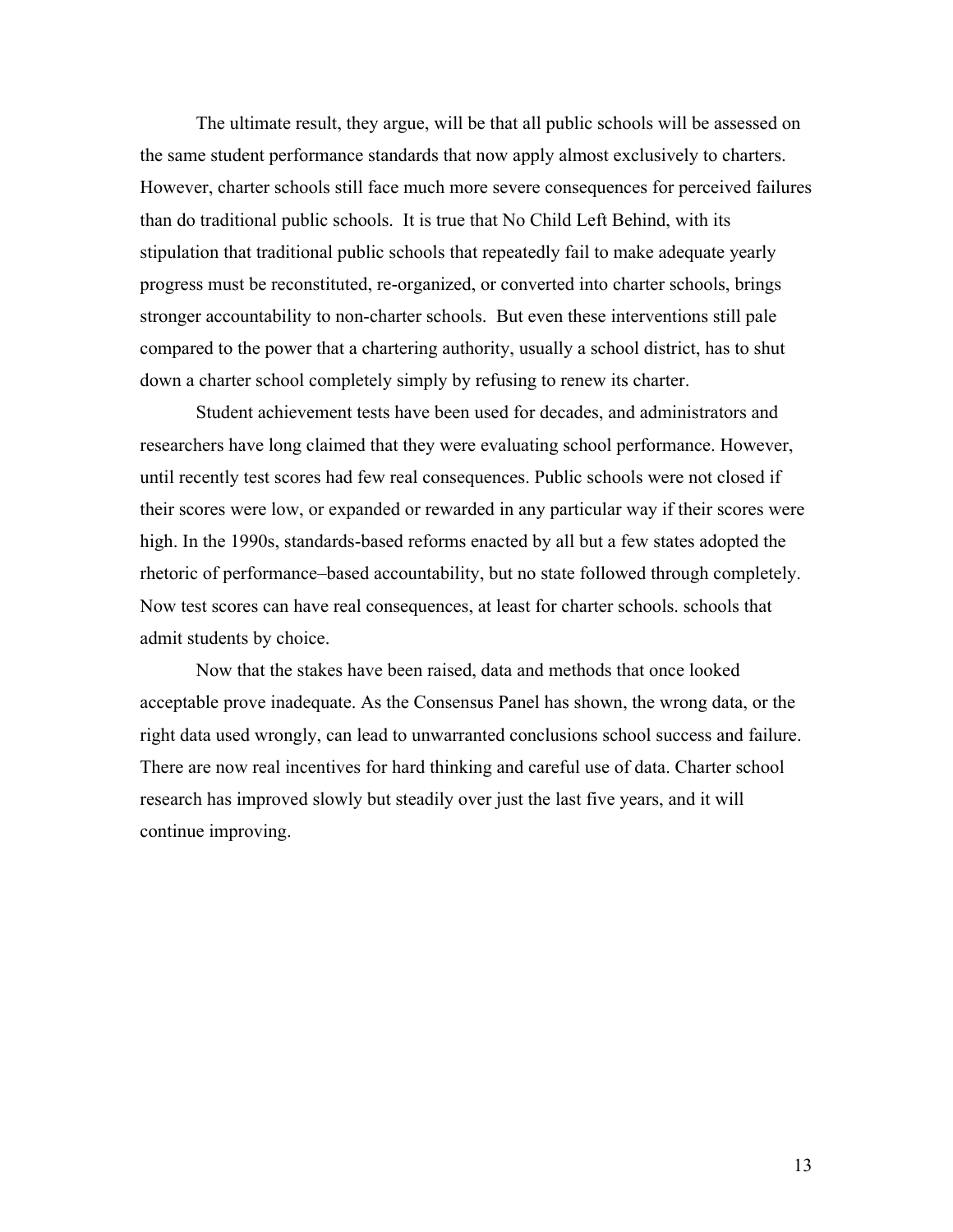The ultimate result, they argue, will be that all public schools will be assessed on the same student performance standards that now apply almost exclusively to charters. However, charter schools still face much more severe consequences for perceived failures than do traditional public schools. It is true that No Child Left Behind, with its stipulation that traditional public schools that repeatedly fail to make adequate yearly progress must be reconstituted, re-organized, or converted into charter schools, brings stronger accountability to non-charter schools. But even these interventions still pale compared to the power that a chartering authority, usually a school district, has to shut down a charter school completely simply by refusing to renew its charter.

Student achievement tests have been used for decades, and administrators and researchers have long claimed that they were evaluating school performance. However, until recently test scores had few real consequences. Public schools were not closed if their scores were low, or expanded or rewarded in any particular way if their scores were high. In the 1990s, standards-based reforms enacted by all but a few states adopted the rhetoric of performance–based accountability, but no state followed through completely. Now test scores can have real consequences, at least for charter schools. schools that admit students by choice.

Now that the stakes have been raised, data and methods that once looked acceptable prove inadequate. As the Consensus Panel has shown, the wrong data, or the right data used wrongly, can lead to unwarranted conclusions school success and failure. There are now real incentives for hard thinking and careful use of data. Charter school research has improved slowly but steadily over just the last five years, and it will continue improving.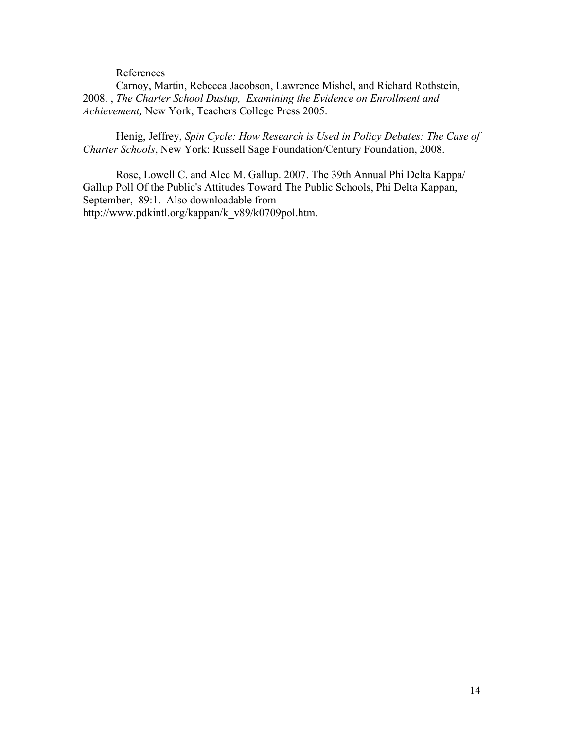References

Carnoy, Martin, Rebecca Jacobson, Lawrence Mishel, and Richard Rothstein, 2008. , *The Charter School Dustup, Examining the Evidence on Enrollment and Achievement,* New York, Teachers College Press 2005.

Henig, Jeffrey, *Spin Cycle: How Research is Used in Policy Debates: The Case of Charter Schools*, New York: Russell Sage Foundation/Century Foundation, 2008.

Rose, Lowell C. and Alec M. Gallup. 2007. The 39th Annual Phi Delta Kappa/ Gallup Poll Of the Public's Attitudes Toward The Public Schools, Phi Delta Kappan, September, 89:1. Also downloadable from http://www.pdkintl.org/kappan/k_v89/k0709pol.htm.